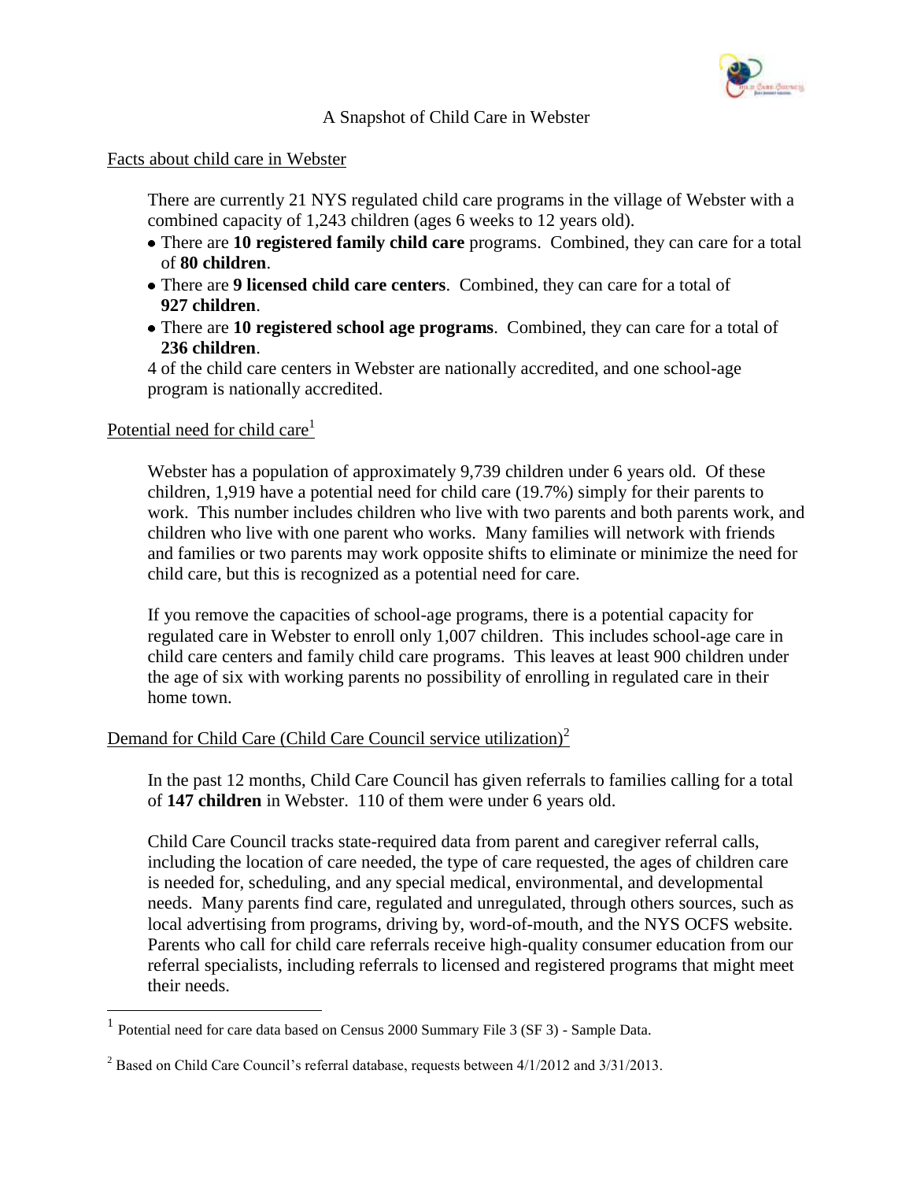# A Snapshot of Child Care in Webster

## Facts about child care in Webster

There are currently 21 NYS regulated child care programs in the village of Webster with a combined capacity of 1,243 children (ages 6 weeks to 12 years old).

- There are **10 registered family child care** programs. Combined, they can care for a total of **80 children**.
- There are **9 licensed child care centers**. Combined, they can care for a total of **927 children**.
- There are **10 registered school age programs**. Combined, they can care for a total of **236 children**.

4 of the child care centers in Webster are nationally accredited, and one school-age program is nationally accredited.

## Potential need for child care[1]

Webster has a population of approximately 9,739 children under 6 years old. Of these children, 1,919 have a potential need for child care (19.7%) simply for their parents to work. This number includes children who live with two parents and both parents work, and children who live with one parent who works. Many families will network with friends and families or two parents may work opposite shifts to eliminate or minimize the need for child care, but this is recognized as a potential need for care.

If you remove the capacities of school-age programs, there is a potential capacity for regulated care in Webster to enroll only 1,007 children. This includes school-age care in child care centers and family child care programs. This leaves at least 900 children under the age of six with working parents no possibility of enrolling in regulated care in their home town.

## Demand for Child Care (Child Care Council service utilization)[2]

In the past 12 months, Child Care Council has given referrals to families calling for a total of **147 children** in Webster. 110 of them were under 6 years old.

Child Care Council tracks state-required data from parent and caregiver referral calls, including the location of care needed, the type of care requested, the ages of children care is needed for, scheduling, and any special medical, environmental, and developmental needs. Many parents find care, regulated and unregulated, through others sources, such as local advertising from programs, driving by, word-of-mouth, and the NYS OCFS website. Parents who call for child care referrals receive high-quality consumer education from our referral specialists, including referrals to licensed and registered programs that might meet their needs.

---

[1] Potential need for care data based on Census 2000 Summary File 3 (SF 3) - Sample Data.

[2] Based on Child Care Council's referral database, requests between 4/1/2012 and 3/31/2013.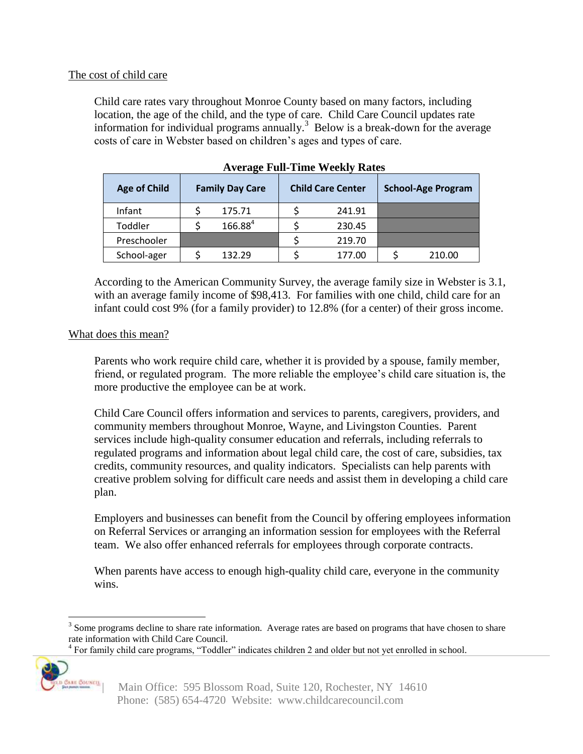## The cost of child care

Child care rates vary throughout Monroe County based on many factors, including location, the age of the child, and the type of care. Child Care Council updates rate information for individual programs annually.[3] Below is a break-down for the average costs of care in Webster based on children's ages and types of care.

**Average Full-Time Weekly Rates**

| Age of Child | Family Day Care | Child Care Center | School-Age Program |
|---|---|---|---|
| Infant | $ 175.71 | $ 241.91 | |
| Toddler | $ 166.88[4] | $ 230.45 | |
| Preschooler | | $ 219.70 | |
| School-ager | $ 132.29 | $ 177.00 | $ 210.00 |

According to the American Community Survey, the average family size in Webster is 3.1, with an average family income of $98,413. For families with one child, child care for an infant could cost 9% (for a family provider) to 12.8% (for a center) of their gross income.

## What does this mean?

Parents who work require child care, whether it is provided by a spouse, family member, friend, or regulated program. The more reliable the employee's child care situation is, the more productive the employee can be at work.

Child Care Council offers information and services to parents, caregivers, providers, and community members throughout Monroe, Wayne, and Livingston Counties. Parent services include high-quality consumer education and referrals, including referrals to regulated programs and information about legal child care, the cost of care, subsidies, tax credits, community resources, and quality indicators. Specialists can help parents with creative problem solving for difficult care needs and assist them in developing a child care plan.

Employers and businesses can benefit from the Council by offering employees information on Referral Services or arranging an information session for employees with the Referral team. We also offer enhanced referrals for employees through corporate contracts.

When parents have access to enough high-quality child care, everyone in the community wins.

---

[3] Some programs decline to share rate information. Average rates are based on programs that have chosen to share rate information with Child Care Council.

[4] For family child care programs, "Toddler" indicates children 2 and older but not yet enrolled in school.

Main Office: 595 Blossom Road, Suite 120, Rochester, NY 14610
Phone: (585) 654-4720 Website: www.childcarecouncil.com